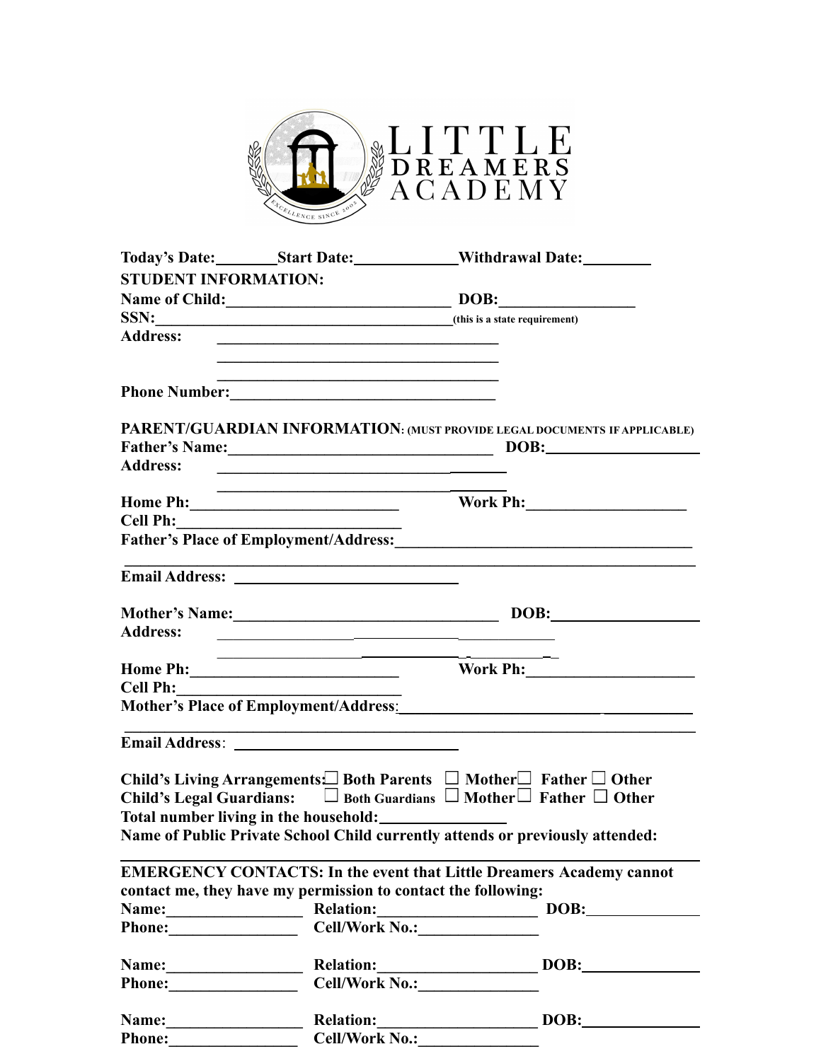# LITTLE DREAMERS ACADEMY

EXCELLENCE SINCE 2002

**Today's Date:________Start Date:_____________Withdrawal Date:_________**

**STUDENT INFORMATION:**

**Name of Child:____________________________ DOB:_________________**

**SSN:________________________________________**(this is a state requirement)

**Address:** ____________________________________

____________________________________

____________________________________

**Phone Number:__________________________________**

**PARENT/GUARDIAN INFORMATION**: (MUST PROVIDE LEGAL DOCUMENTS IF APPLICABLE)

**Father's Name:_________________________________ DOB:___________________**

**Address:** ____________________________________

____________________________________

**Home Ph:___________________________ Work Ph:____________________**

**Cell Ph:____________________________**

**Father's Place of Employment/Address:_____________________________________**

__________________________________________________________________________

**Email Address:** ____________________________

**Mother's Name:_________________________________ DOB:___________________**

**Address:** ____________________________________

____________________________________

**Home Ph:___________________________ Work Ph:______________________**

**Cell Ph:____________________________**

**Mother's Place of Employment/Address:____________________________________**

__________________________________________________________________________

**Email Address**: ____________________________

**Child's Living Arrangements:☐ Both Parents ☐ Mother☐ Father ☐ Other**

**Child's Legal Guardians: ☐ Both Guardians ☐ Mother☐ Father ☐ Other**

**Total number living in the household:________________**

**Name of Public Private School Child currently attends or previously attended:**

__________________________________________________________________________

**EMERGENCY CONTACTS: In the event that Little Dreamers Academy cannot contact me, they have my permission to contact the following:**

**Name:_________________ Relation:____________________ DOB:______________**

**Phone:________________ Cell/Work No.:_______________**

**Name:_________________ Relation:____________________ DOB:______________**

**Phone:________________ Cell/Work No.:_______________**

**Name:_________________ Relation:____________________ DOB:______________**

**Phone:________________ Cell/Work No.:_______________**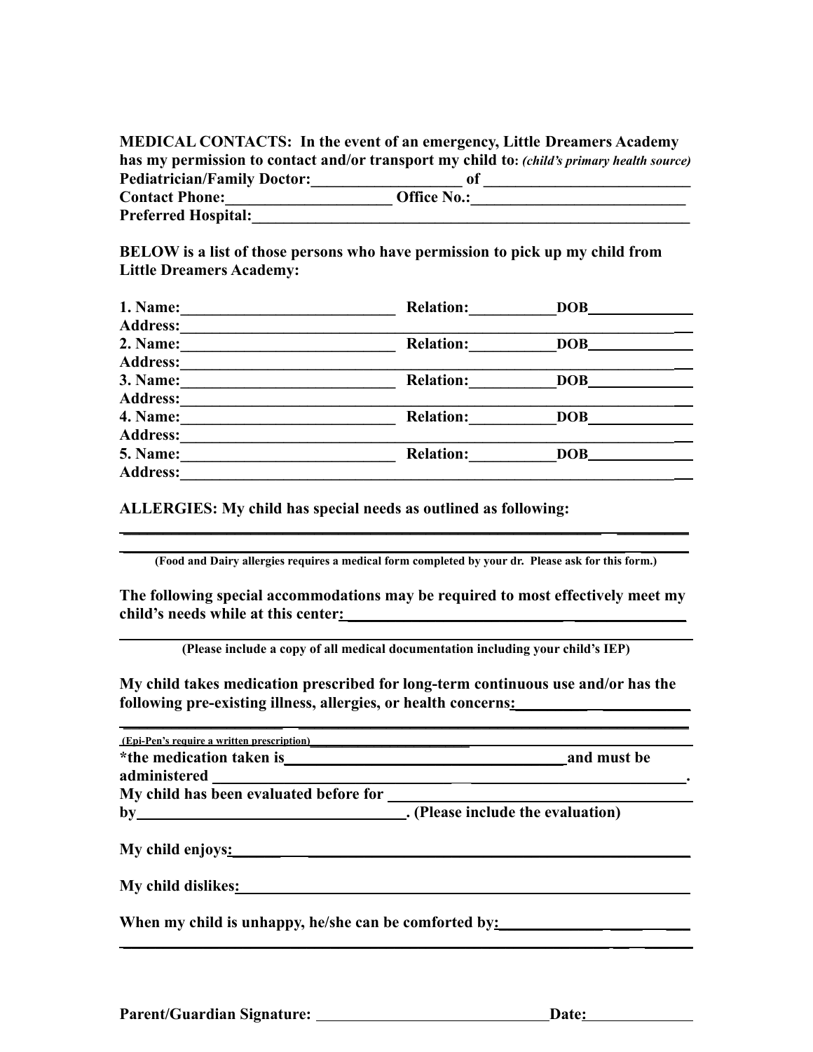**MEDICAL CONTACTS: In the event of an emergency, Little Dreamers Academy has my permission to contact and/or transport my child to:** ***(child's primary health source)***

**Pediatrician/Family Doctor:___________________ of __________________________**

**Contact Phone:_____________________ Office No.:___________________________**

**Preferred Hospital:________________________________________________________**

**BELOW is a list of those persons who have permission to pick up my child from Little Dreamers Academy:**

**1. Name:___________________________ Relation:___________DOB_____________**

**Address:_________________________________________________________________**

**2. Name:___________________________ Relation:___________DOB_____________**

**Address:_________________________________________________________________**

**3. Name:___________________________ Relation:___________DOB_____________**

**Address:_________________________________________________________________**

**4. Name:___________________________ Relation:___________DOB_____________**

**Address:_________________________________________________________________**

**5. Name:___________________________ Relation:___________DOB_____________**

**Address:_________________________________________________________________**

**ALLERGIES: My child has special needs as outlined as following:**

_________________________________________________________________________

_________________________________________________________________________

**(Food and Dairy allergies requires a medical form completed by your dr. Please ask for this form.)**

**The following special accommodations may be required to most effectively meet my child's needs while at this center:_____________________________________________**

_________________________________________________________________________

**(Please include a copy of all medical documentation including your child's IEP)**

**My child takes medication prescribed for long-term continuous use and/or has the following pre-existing illness, allergies, or health concerns:_______________________**

_________________________________________________________________________

**(Epi-Pen's require a written prescription)**_______________________________________

***the medication taken is____________________________________and must be administered _______________________________________________________________.**

**My child has been evaluated before for ______________________________________**

**by__________________________________. (Please include the evaluation)**

**My child enjoys:________________________________________________________**

**My child dislikes:_______________________________________________________**

**When my child is unhappy, he/she can be comforted by:_________________________**

_________________________________________________________________________

**Parent/Guardian Signature: ______________________________Date:______________**